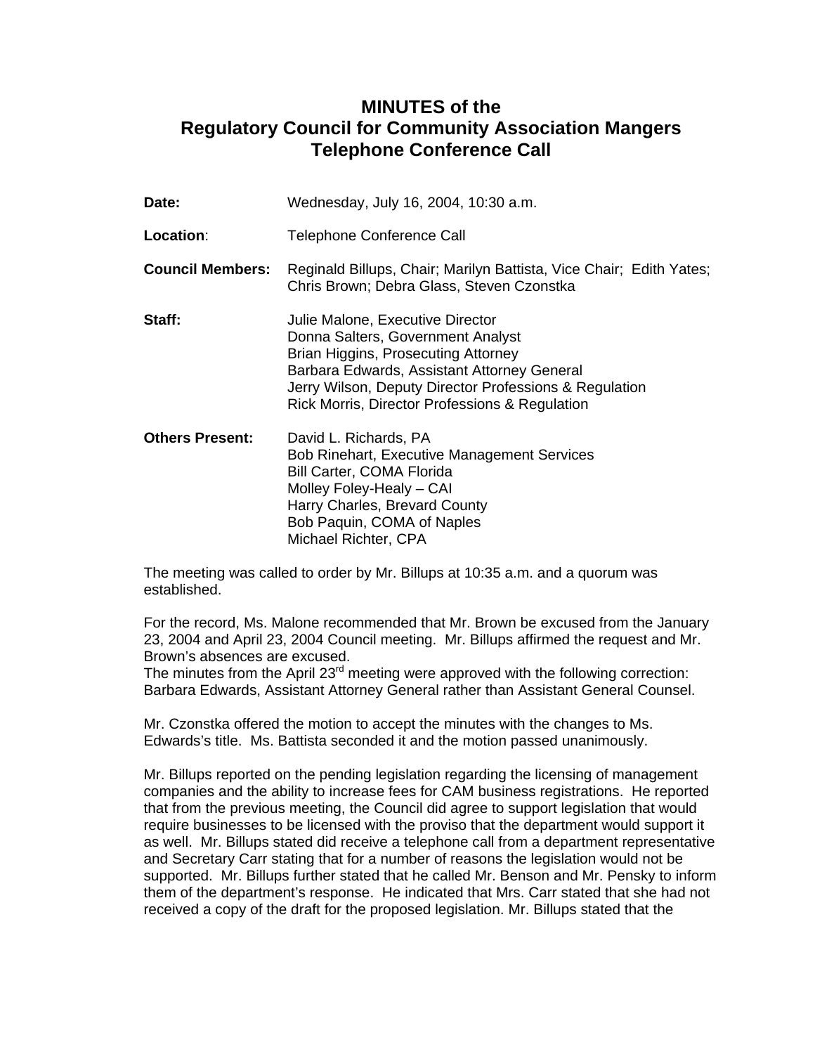# MINUTES of the Regulatory Council for Community Association Mangers Telephone Conference Call

| | |
|---|---|
| **Date:** | Wednesday, July 16, 2004, 10:30 a.m. |
| **Location**: | Telephone Conference Call |
| **Council Members:** | Reginald Billups, Chair; Marilyn Battista, Vice Chair; Edith Yates; Chris Brown; Debra Glass, Steven Czonstka |
| **Staff:** | Julie Malone, Executive Director<br>Donna Salters, Government Analyst<br>Brian Higgins, Prosecuting Attorney<br>Barbara Edwards, Assistant Attorney General<br>Jerry Wilson, Deputy Director Professions & Regulation<br>Rick Morris, Director Professions & Regulation |
| **Others Present:** | David L. Richards, PA<br>Bob Rinehart, Executive Management Services<br>Bill Carter, COMA Florida<br>Molley Foley-Healy – CAI<br>Harry Charles, Brevard County<br>Bob Paquin, COMA of Naples<br>Michael Richter, CPA |

The meeting was called to order by Mr. Billups at 10:35 a.m. and a quorum was established.

For the record, Ms. Malone recommended that Mr. Brown be excused from the January 23, 2004 and April 23, 2004 Council meeting. Mr. Billups affirmed the request and Mr. Brown's absences are excused.
The minutes from the April 23rd meeting were approved with the following correction: Barbara Edwards, Assistant Attorney General rather than Assistant General Counsel.

Mr. Czonstka offered the motion to accept the minutes with the changes to Ms. Edwards's title. Ms. Battista seconded it and the motion passed unanimously.

Mr. Billups reported on the pending legislation regarding the licensing of management companies and the ability to increase fees for CAM business registrations. He reported that from the previous meeting, the Council did agree to support legislation that would require businesses to be licensed with the proviso that the department would support it as well. Mr. Billups stated did receive a telephone call from a department representative and Secretary Carr stating that for a number of reasons the legislation would not be supported. Mr. Billups further stated that he called Mr. Benson and Mr. Pensky to inform them of the department's response. He indicated that Mrs. Carr stated that she had not received a copy of the draft for the proposed legislation. Mr. Billups stated that the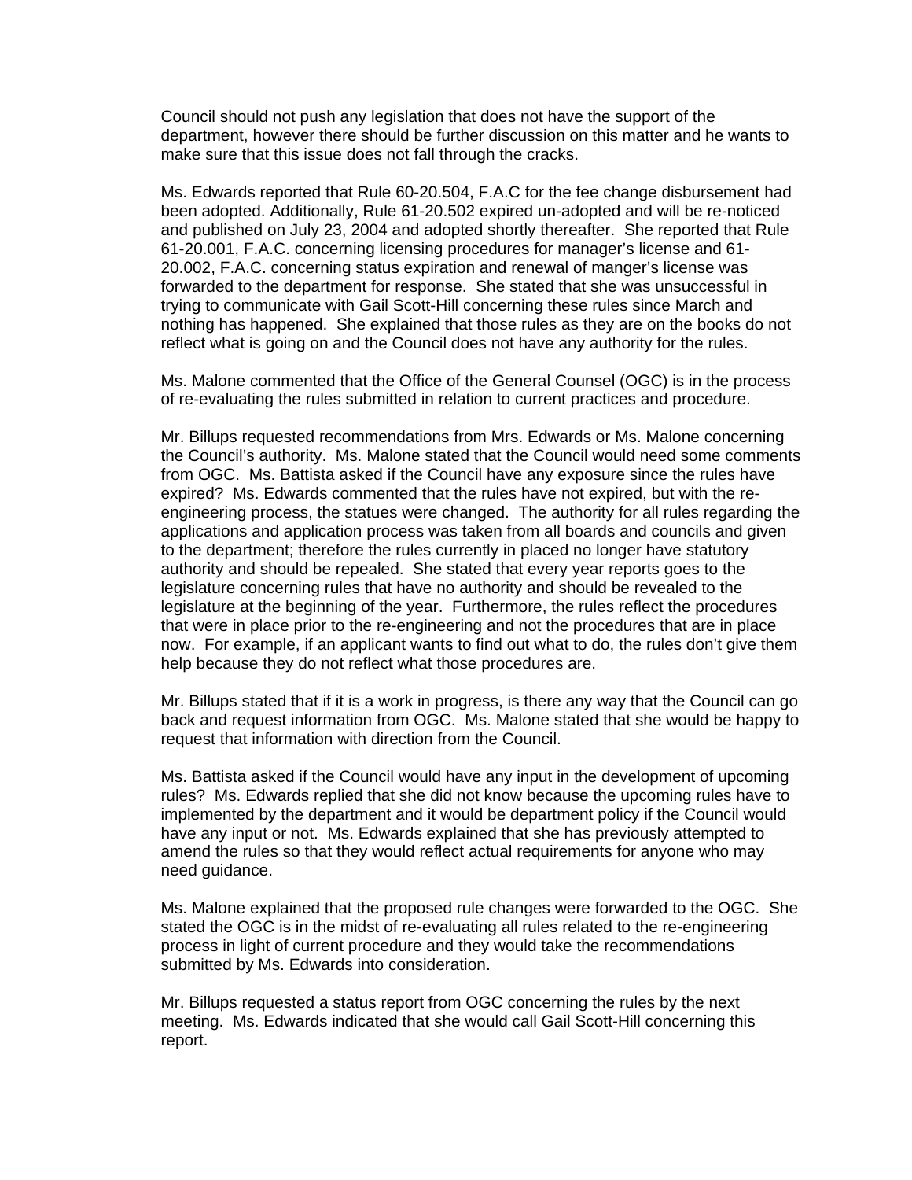Council should not push any legislation that does not have the support of the department, however there should be further discussion on this matter and he wants to make sure that this issue does not fall through the cracks.

Ms. Edwards reported that Rule 60-20.504, F.A.C for the fee change disbursement had been adopted. Additionally, Rule 61-20.502 expired un-adopted and will be re-noticed and published on July 23, 2004 and adopted shortly thereafter. She reported that Rule 61-20.001, F.A.C. concerning licensing procedures for manager's license and 61-20.002, F.A.C. concerning status expiration and renewal of manger's license was forwarded to the department for response. She stated that she was unsuccessful in trying to communicate with Gail Scott-Hill concerning these rules since March and nothing has happened. She explained that those rules as they are on the books do not reflect what is going on and the Council does not have any authority for the rules.

Ms. Malone commented that the Office of the General Counsel (OGC) is in the process of re-evaluating the rules submitted in relation to current practices and procedure.

Mr. Billups requested recommendations from Mrs. Edwards or Ms. Malone concerning the Council's authority. Ms. Malone stated that the Council would need some comments from OGC. Ms. Battista asked if the Council have any exposure since the rules have expired? Ms. Edwards commented that the rules have not expired, but with the re-engineering process, the statues were changed. The authority for all rules regarding the applications and application process was taken from all boards and councils and given to the department; therefore the rules currently in placed no longer have statutory authority and should be repealed. She stated that every year reports goes to the legislature concerning rules that have no authority and should be revealed to the legislature at the beginning of the year. Furthermore, the rules reflect the procedures that were in place prior to the re-engineering and not the procedures that are in place now. For example, if an applicant wants to find out what to do, the rules don't give them help because they do not reflect what those procedures are.

Mr. Billups stated that if it is a work in progress, is there any way that the Council can go back and request information from OGC. Ms. Malone stated that she would be happy to request that information with direction from the Council.

Ms. Battista asked if the Council would have any input in the development of upcoming rules? Ms. Edwards replied that she did not know because the upcoming rules have to implemented by the department and it would be department policy if the Council would have any input or not. Ms. Edwards explained that she has previously attempted to amend the rules so that they would reflect actual requirements for anyone who may need guidance.

Ms. Malone explained that the proposed rule changes were forwarded to the OGC. She stated the OGC is in the midst of re-evaluating all rules related to the re-engineering process in light of current procedure and they would take the recommendations submitted by Ms. Edwards into consideration.

Mr. Billups requested a status report from OGC concerning the rules by the next meeting. Ms. Edwards indicated that she would call Gail Scott-Hill concerning this report.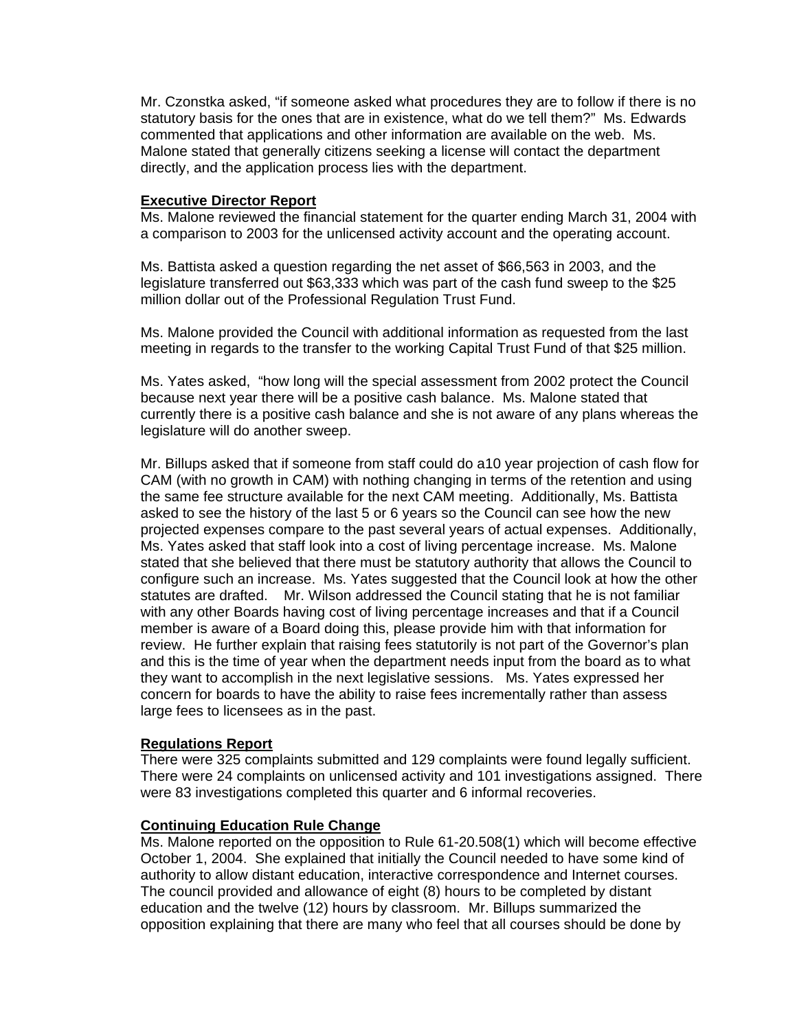Mr. Czonstka asked, "if someone asked what procedures they are to follow if there is no statutory basis for the ones that are in existence, what do we tell them?" Ms. Edwards commented that applications and other information are available on the web. Ms. Malone stated that generally citizens seeking a license will contact the department directly, and the application process lies with the department.

**Executive Director Report**

Ms. Malone reviewed the financial statement for the quarter ending March 31, 2004 with a comparison to 2003 for the unlicensed activity account and the operating account.

Ms. Battista asked a question regarding the net asset of $66,563 in 2003, and the legislature transferred out $63,333 which was part of the cash fund sweep to the $25 million dollar out of the Professional Regulation Trust Fund.

Ms. Malone provided the Council with additional information as requested from the last meeting in regards to the transfer to the working Capital Trust Fund of that $25 million.

Ms. Yates asked, "how long will the special assessment from 2002 protect the Council because next year there will be a positive cash balance. Ms. Malone stated that currently there is a positive cash balance and she is not aware of any plans whereas the legislature will do another sweep.

Mr. Billups asked that if someone from staff could do a10 year projection of cash flow for CAM (with no growth in CAM) with nothing changing in terms of the retention and using the same fee structure available for the next CAM meeting. Additionally, Ms. Battista asked to see the history of the last 5 or 6 years so the Council can see how the new projected expenses compare to the past several years of actual expenses. Additionally, Ms. Yates asked that staff look into a cost of living percentage increase. Ms. Malone stated that she believed that there must be statutory authority that allows the Council to configure such an increase. Ms. Yates suggested that the Council look at how the other statutes are drafted. Mr. Wilson addressed the Council stating that he is not familiar with any other Boards having cost of living percentage increases and that if a Council member is aware of a Board doing this, please provide him with that information for review. He further explain that raising fees statutorily is not part of the Governor's plan and this is the time of year when the department needs input from the board as to what they want to accomplish in the next legislative sessions. Ms. Yates expressed her concern for boards to have the ability to raise fees incrementally rather than assess large fees to licensees as in the past.

**Regulations Report**

There were 325 complaints submitted and 129 complaints were found legally sufficient. There were 24 complaints on unlicensed activity and 101 investigations assigned. There were 83 investigations completed this quarter and 6 informal recoveries.

**Continuing Education Rule Change**

Ms. Malone reported on the opposition to Rule 61-20.508(1) which will become effective October 1, 2004. She explained that initially the Council needed to have some kind of authority to allow distant education, interactive correspondence and Internet courses. The council provided and allowance of eight (8) hours to be completed by distant education and the twelve (12) hours by classroom. Mr. Billups summarized the opposition explaining that there are many who feel that all courses should be done by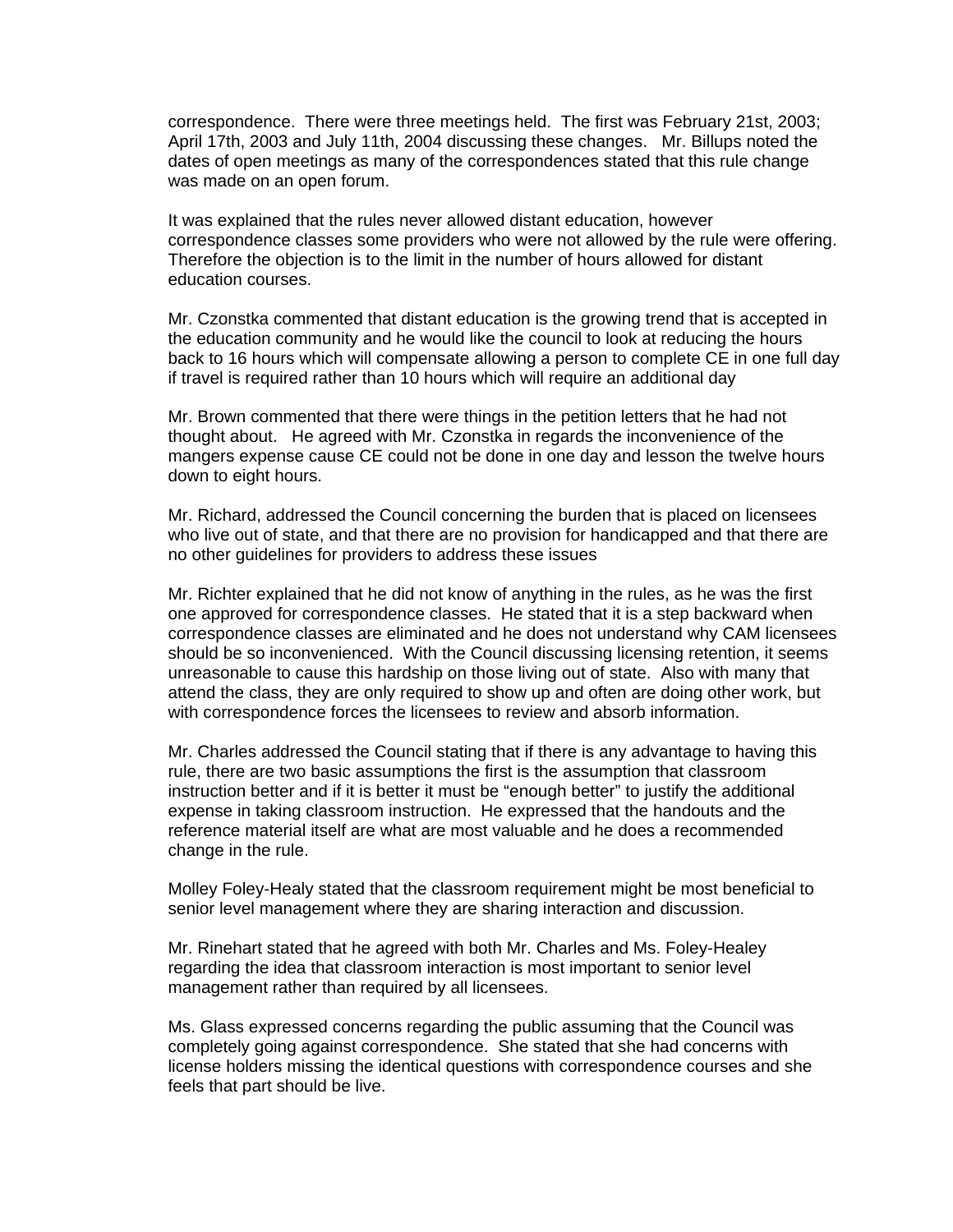correspondence. There were three meetings held. The first was February 21st, 2003; April 17th, 2003 and July 11th, 2004 discussing these changes. Mr. Billups noted the dates of open meetings as many of the correspondences stated that this rule change was made on an open forum.

It was explained that the rules never allowed distant education, however correspondence classes some providers who were not allowed by the rule were offering. Therefore the objection is to the limit in the number of hours allowed for distant education courses.

Mr. Czonstka commented that distant education is the growing trend that is accepted in the education community and he would like the council to look at reducing the hours back to 16 hours which will compensate allowing a person to complete CE in one full day if travel is required rather than 10 hours which will require an additional day

Mr. Brown commented that there were things in the petition letters that he had not thought about. He agreed with Mr. Czonstka in regards the inconvenience of the mangers expense cause CE could not be done in one day and lesson the twelve hours down to eight hours.

Mr. Richard, addressed the Council concerning the burden that is placed on licensees who live out of state, and that there are no provision for handicapped and that there are no other guidelines for providers to address these issues

Mr. Richter explained that he did not know of anything in the rules, as he was the first one approved for correspondence classes. He stated that it is a step backward when correspondence classes are eliminated and he does not understand why CAM licensees should be so inconvenienced. With the Council discussing licensing retention, it seems unreasonable to cause this hardship on those living out of state. Also with many that attend the class, they are only required to show up and often are doing other work, but with correspondence forces the licensees to review and absorb information.

Mr. Charles addressed the Council stating that if there is any advantage to having this rule, there are two basic assumptions the first is the assumption that classroom instruction better and if it is better it must be "enough better" to justify the additional expense in taking classroom instruction. He expressed that the handouts and the reference material itself are what are most valuable and he does a recommended change in the rule.

Molley Foley-Healy stated that the classroom requirement might be most beneficial to senior level management where they are sharing interaction and discussion.

Mr. Rinehart stated that he agreed with both Mr. Charles and Ms. Foley-Healey regarding the idea that classroom interaction is most important to senior level management rather than required by all licensees.

Ms. Glass expressed concerns regarding the public assuming that the Council was completely going against correspondence. She stated that she had concerns with license holders missing the identical questions with correspondence courses and she feels that part should be live.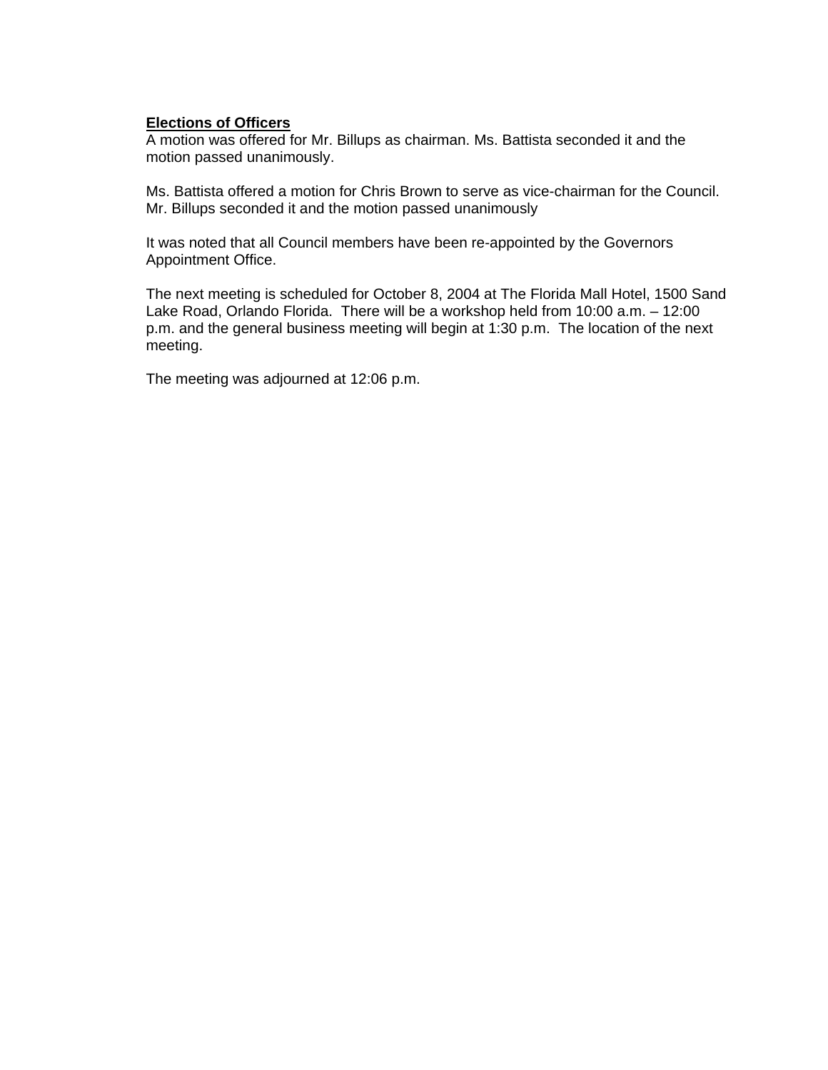**Elections of Officers**

A motion was offered for Mr. Billups as chairman. Ms. Battista seconded it and the motion passed unanimously.

Ms. Battista offered a motion for Chris Brown to serve as vice-chairman for the Council. Mr. Billups seconded it and the motion passed unanimously

It was noted that all Council members have been re-appointed by the Governors Appointment Office.

The next meeting is scheduled for October 8, 2004 at The Florida Mall Hotel, 1500 Sand Lake Road, Orlando Florida.  There will be a workshop held from 10:00 a.m. – 12:00 p.m. and the general business meeting will begin at 1:30 p.m.  The location of the next meeting.

The meeting was adjourned at 12:06 p.m.